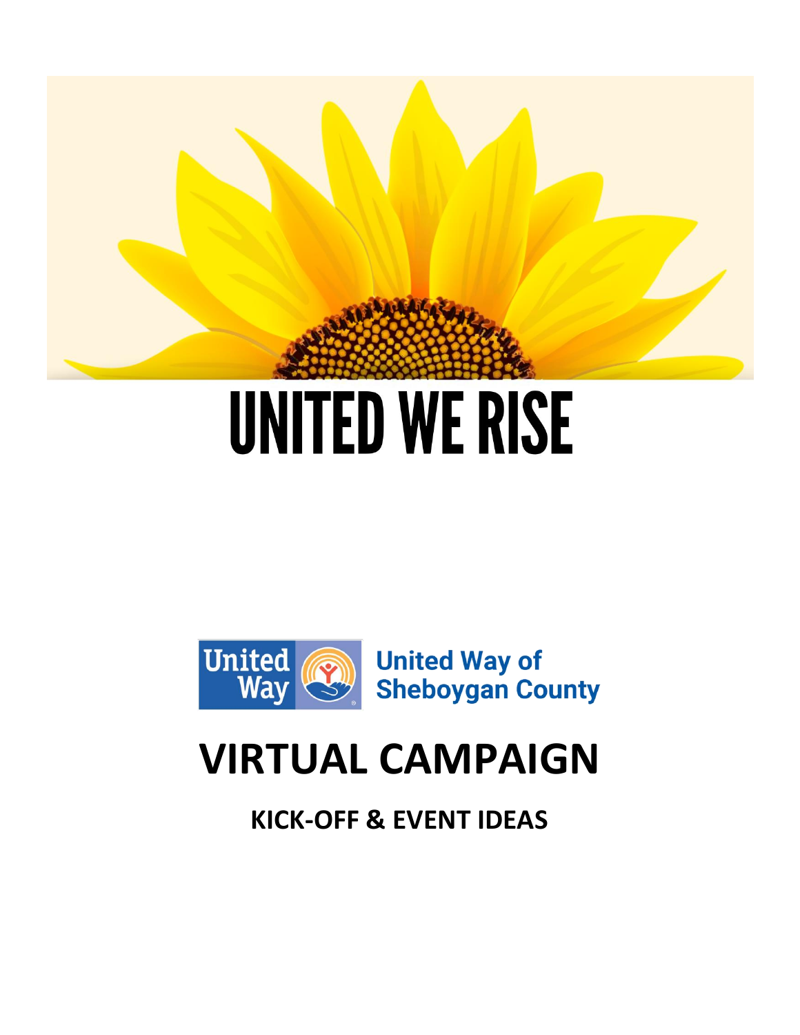# UNITED WE RISE

United Way of Sheboygan County

# VIRTUAL CAMPAIGN

## KICK-OFF & EVENT IDEAS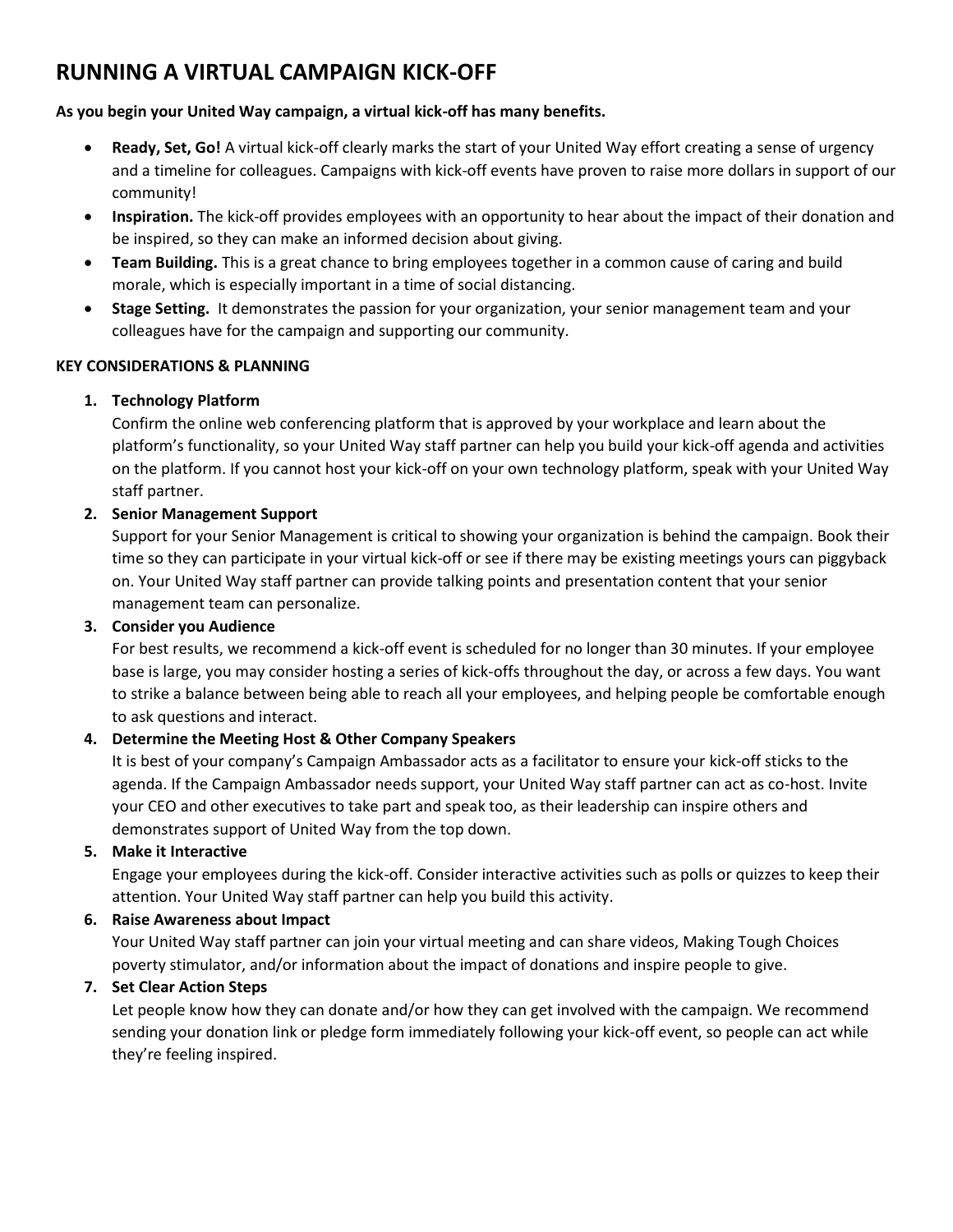# RUNNING A VIRTUAL CAMPAIGN KICK-OFF

**As you begin your United Way campaign, a virtual kick-off has many benefits.**

- **Ready, Set, Go!** A virtual kick-off clearly marks the start of your United Way effort creating a sense of urgency and a timeline for colleagues. Campaigns with kick-off events have proven to raise more dollars in support of our community!
- **Inspiration.** The kick-off provides employees with an opportunity to hear about the impact of their donation and be inspired, so they can make an informed decision about giving.
- **Team Building.** This is a great chance to bring employees together in a common cause of caring and build morale, which is especially important in a time of social distancing.
- **Stage Setting.** It demonstrates the passion for your organization, your senior management team and your colleagues have for the campaign and supporting our community.

**KEY CONSIDERATIONS & PLANNING**

1. **Technology Platform**
   Confirm the online web conferencing platform that is approved by your workplace and learn about the platform's functionality, so your United Way staff partner can help you build your kick-off agenda and activities on the platform. If you cannot host your kick-off on your own technology platform, speak with your United Way staff partner.
2. **Senior Management Support**
   Support for your Senior Management is critical to showing your organization is behind the campaign. Book their time so they can participate in your virtual kick-off or see if there may be existing meetings yours can piggyback on. Your United Way staff partner can provide talking points and presentation content that your senior management team can personalize.
3. **Consider you Audience**
   For best results, we recommend a kick-off event is scheduled for no longer than 30 minutes. If your employee base is large, you may consider hosting a series of kick-offs throughout the day, or across a few days. You want to strike a balance between being able to reach all your employees, and helping people be comfortable enough to ask questions and interact.
4. **Determine the Meeting Host & Other Company Speakers**
   It is best of your company's Campaign Ambassador acts as a facilitator to ensure your kick-off sticks to the agenda. If the Campaign Ambassador needs support, your United Way staff partner can act as co-host. Invite your CEO and other executives to take part and speak too, as their leadership can inspire others and demonstrates support of United Way from the top down.
5. **Make it Interactive**
   Engage your employees during the kick-off. Consider interactive activities such as polls or quizzes to keep their attention. Your United Way staff partner can help you build this activity.
6. **Raise Awareness about Impact**
   Your United Way staff partner can join your virtual meeting and can share videos, Making Tough Choices poverty stimulator, and/or information about the impact of donations and inspire people to give.
7. **Set Clear Action Steps**
   Let people know how they can donate and/or how they can get involved with the campaign. We recommend sending your donation link or pledge form immediately following your kick-off event, so people can act while they're feeling inspired.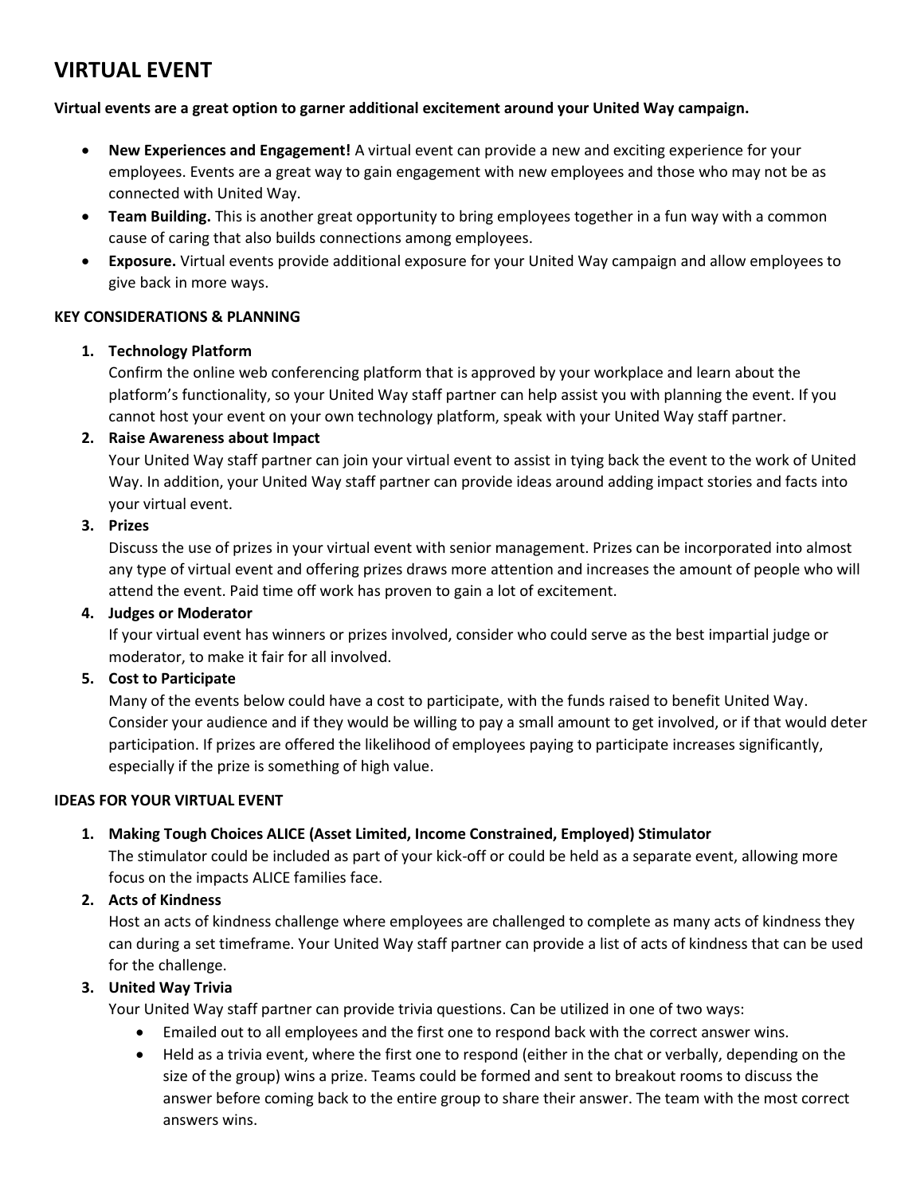# VIRTUAL EVENT

**Virtual events are a great option to garner additional excitement around your United Way campaign.**

- **New Experiences and Engagement!** A virtual event can provide a new and exciting experience for your employees. Events are a great way to gain engagement with new employees and those who may not be as connected with United Way.
- **Team Building.** This is another great opportunity to bring employees together in a fun way with a common cause of caring that also builds connections among employees.
- **Exposure.** Virtual events provide additional exposure for your United Way campaign and allow employees to give back in more ways.

**KEY CONSIDERATIONS & PLANNING**

1. **Technology Platform**
   Confirm the online web conferencing platform that is approved by your workplace and learn about the platform's functionality, so your United Way staff partner can help assist you with planning the event. If you cannot host your event on your own technology platform, speak with your United Way staff partner.
2. **Raise Awareness about Impact**
   Your United Way staff partner can join your virtual event to assist in tying back the event to the work of United Way. In addition, your United Way staff partner can provide ideas around adding impact stories and facts into your virtual event.
3. **Prizes**
   Discuss the use of prizes in your virtual event with senior management. Prizes can be incorporated into almost any type of virtual event and offering prizes draws more attention and increases the amount of people who will attend the event. Paid time off work has proven to gain a lot of excitement.
4. **Judges or Moderator**
   If your virtual event has winners or prizes involved, consider who could serve as the best impartial judge or moderator, to make it fair for all involved.
5. **Cost to Participate**
   Many of the events below could have a cost to participate, with the funds raised to benefit United Way. Consider your audience and if they would be willing to pay a small amount to get involved, or if that would deter participation. If prizes are offered the likelihood of employees paying to participate increases significantly, especially if the prize is something of high value.

**IDEAS FOR YOUR VIRTUAL EVENT**

1. **Making Tough Choices ALICE (Asset Limited, Income Constrained, Employed) Stimulator**
   The stimulator could be included as part of your kick-off or could be held as a separate event, allowing more focus on the impacts ALICE families face.
2. **Acts of Kindness**
   Host an acts of kindness challenge where employees are challenged to complete as many acts of kindness they can during a set timeframe. Your United Way staff partner can provide a list of acts of kindness that can be used for the challenge.
3. **United Way Trivia**
   Your United Way staff partner can provide trivia questions. Can be utilized in one of two ways:
   - Emailed out to all employees and the first one to respond back with the correct answer wins.
   - Held as a trivia event, where the first one to respond (either in the chat or verbally, depending on the size of the group) wins a prize. Teams could be formed and sent to breakout rooms to discuss the answer before coming back to the entire group to share their answer. The team with the most correct answers wins.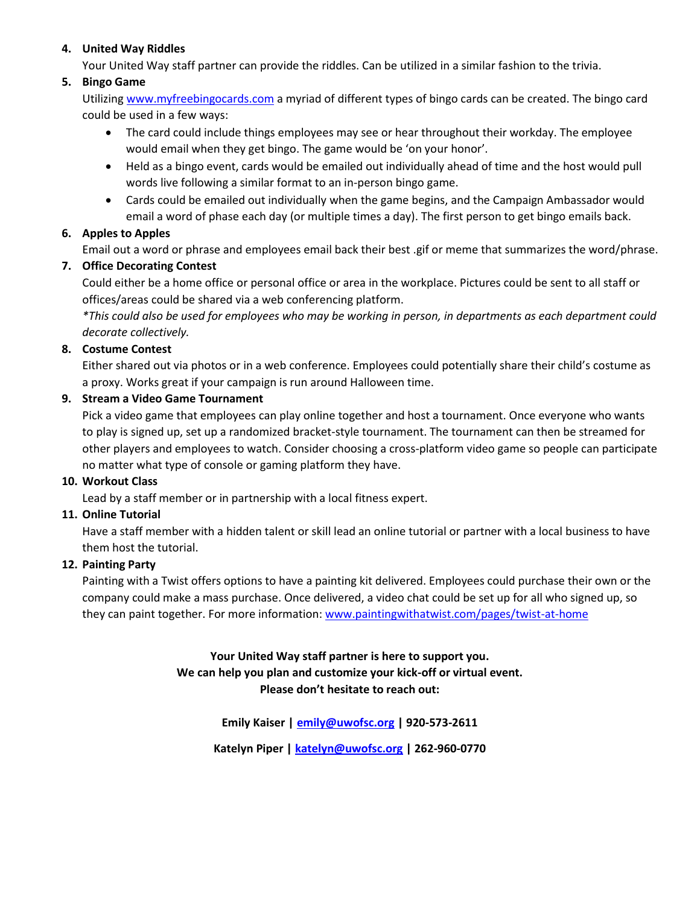4. **United Way Riddles**
   Your United Way staff partner can provide the riddles. Can be utilized in a similar fashion to the trivia.
5. **Bingo Game**
   Utilizing www.myfreebingocards.com a myriad of different types of bingo cards can be created. The bingo card could be used in a few ways:
   - The card could include things employees may see or hear throughout their workday. The employee would email when they get bingo. The game would be 'on your honor'.
   - Held as a bingo event, cards would be emailed out individually ahead of time and the host would pull words live following a similar format to an in-person bingo game.
   - Cards could be emailed out individually when the game begins, and the Campaign Ambassador would email a word of phase each day (or multiple times a day). The first person to get bingo emails back.
6. **Apples to Apples**
   Email out a word or phrase and employees email back their best .gif or meme that summarizes the word/phrase.
7. **Office Decorating Contest**
   Could either be a home office or personal office or area in the workplace. Pictures could be sent to all staff or offices/areas could be shared via a web conferencing platform.
   *\*This could also be used for employees who may be working in person, in departments as each department could decorate collectively.*
8. **Costume Contest**
   Either shared out via photos or in a web conference. Employees could potentially share their child's costume as a proxy. Works great if your campaign is run around Halloween time.
9. **Stream a Video Game Tournament**
   Pick a video game that employees can play online together and host a tournament. Once everyone who wants to play is signed up, set up a randomized bracket-style tournament. The tournament can then be streamed for other players and employees to watch. Consider choosing a cross-platform video game so people can participate no matter what type of console or gaming platform they have.
10. **Workout Class**
    Lead by a staff member or in partnership with a local fitness expert.
11. **Online Tutorial**
    Have a staff member with a hidden talent or skill lead an online tutorial or partner with a local business to have them host the tutorial.
12. **Painting Party**
    Painting with a Twist offers options to have a painting kit delivered. Employees could purchase their own or the company could make a mass purchase. Once delivered, a video chat could be set up for all who signed up, so they can paint together. For more information: www.paintingwithatwist.com/pages/twist-at-home

**Your United Way staff partner is here to support you.**
**We can help you plan and customize your kick-off or virtual event.**
**Please don't hesitate to reach out:**

**Emily Kaiser | emily@uwofsc.org | 920-573-2611**

**Katelyn Piper | katelyn@uwofsc.org | 262-960-0770**